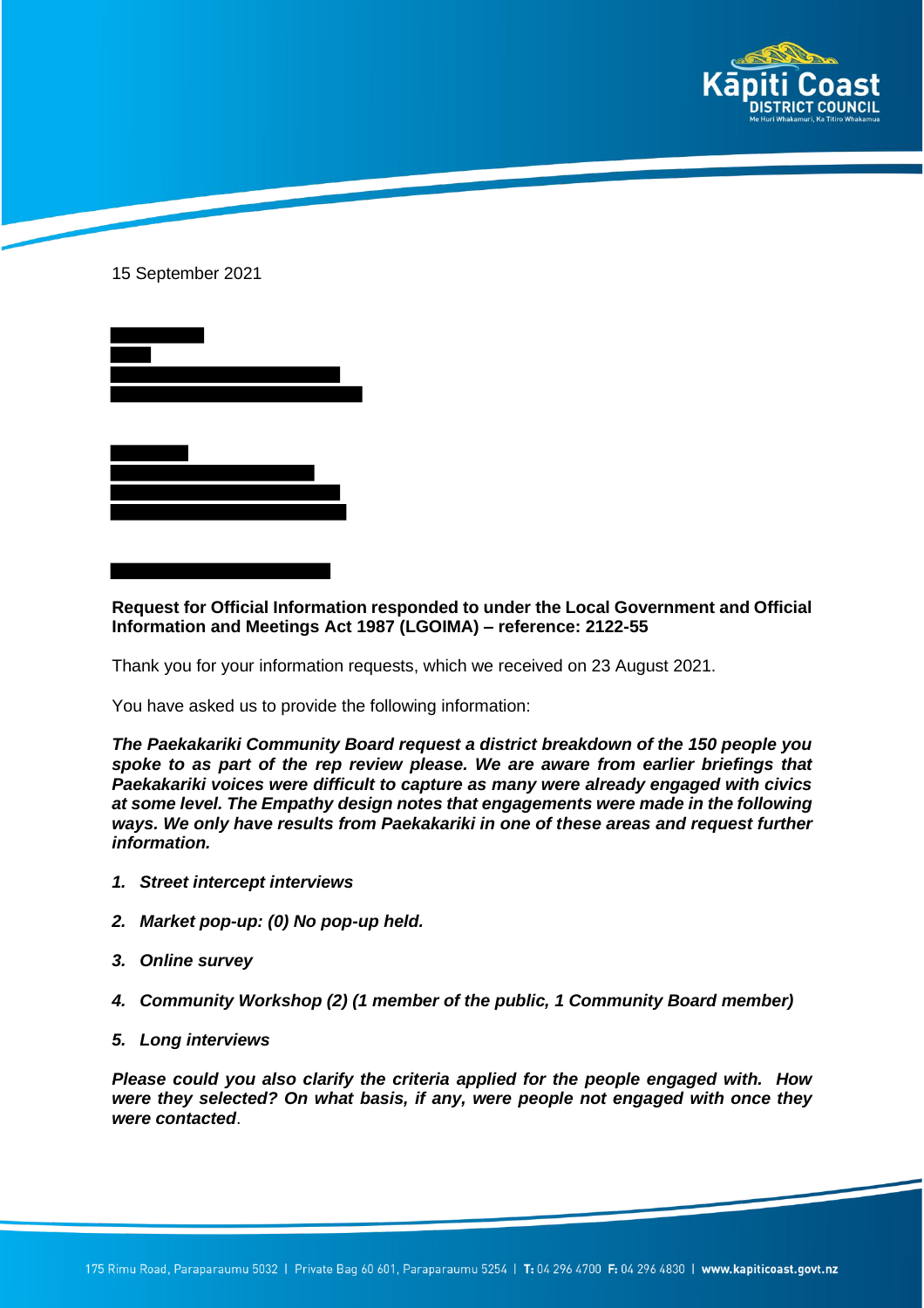15 September 2021

**Request for Official Information responded to under the Local Government and Official Information and Meetings Act 1987 (LGOIMA) – reference: 2122-55**

Thank you for your information requests, which we received on 23 August 2021.

You have asked us to provide the following information:

***The Paekakariki Community Board request a district breakdown of the 150 people you spoke to as part of the rep review please. We are aware from earlier briefings that Paekakariki voices were difficult to capture as many were already engaged with civics at some level. The Empathy design notes that engagements were made in the following ways. We only have results from Paekakariki in one of these areas and request further information.***

1. ***Street intercept interviews***
2. ***Market pop-up: (0) No pop-up held.***
3. ***Online survey***
4. ***Community Workshop (2) (1 member of the public, 1 Community Board member)***
5. ***Long interviews***

***Please could you also clarify the criteria applied for the people engaged with. How were they selected? On what basis, if any, were people not engaged with once they were contacted***.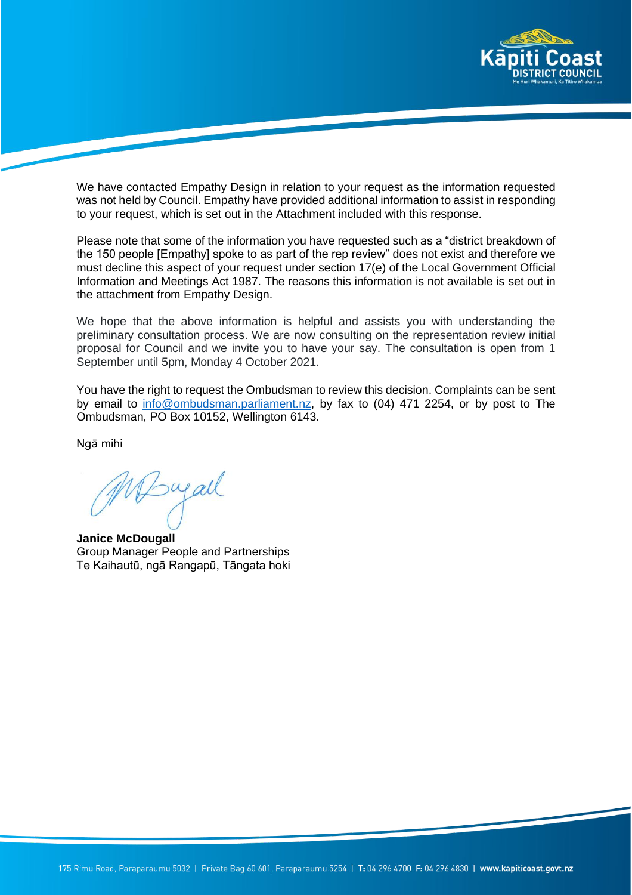We have contacted Empathy Design in relation to your request as the information requested was not held by Council. Empathy have provided additional information to assist in responding to your request, which is set out in the Attachment included with this response.

Please note that some of the information you have requested such as a "district breakdown of the 150 people [Empathy] spoke to as part of the rep review" does not exist and therefore we must decline this aspect of your request under section 17(e) of the Local Government Official Information and Meetings Act 1987. The reasons this information is not available is set out in the attachment from Empathy Design.

We hope that the above information is helpful and assists you with understanding the preliminary consultation process. We are now consulting on the representation review initial proposal for Council and we invite you to have your say. The consultation is open from 1 September until 5pm, Monday 4 October 2021.

You have the right to request the Ombudsman to review this decision. Complaints can be sent by email to info@ombudsman.parliament.nz, by fax to (04) 471 2254, or by post to The Ombudsman, PO Box 10152, Wellington 6143.

Ngā mihi

**Janice McDougall**
Group Manager People and Partnerships
Te Kaihautū, ngā Rangapū, Tāngata hoki